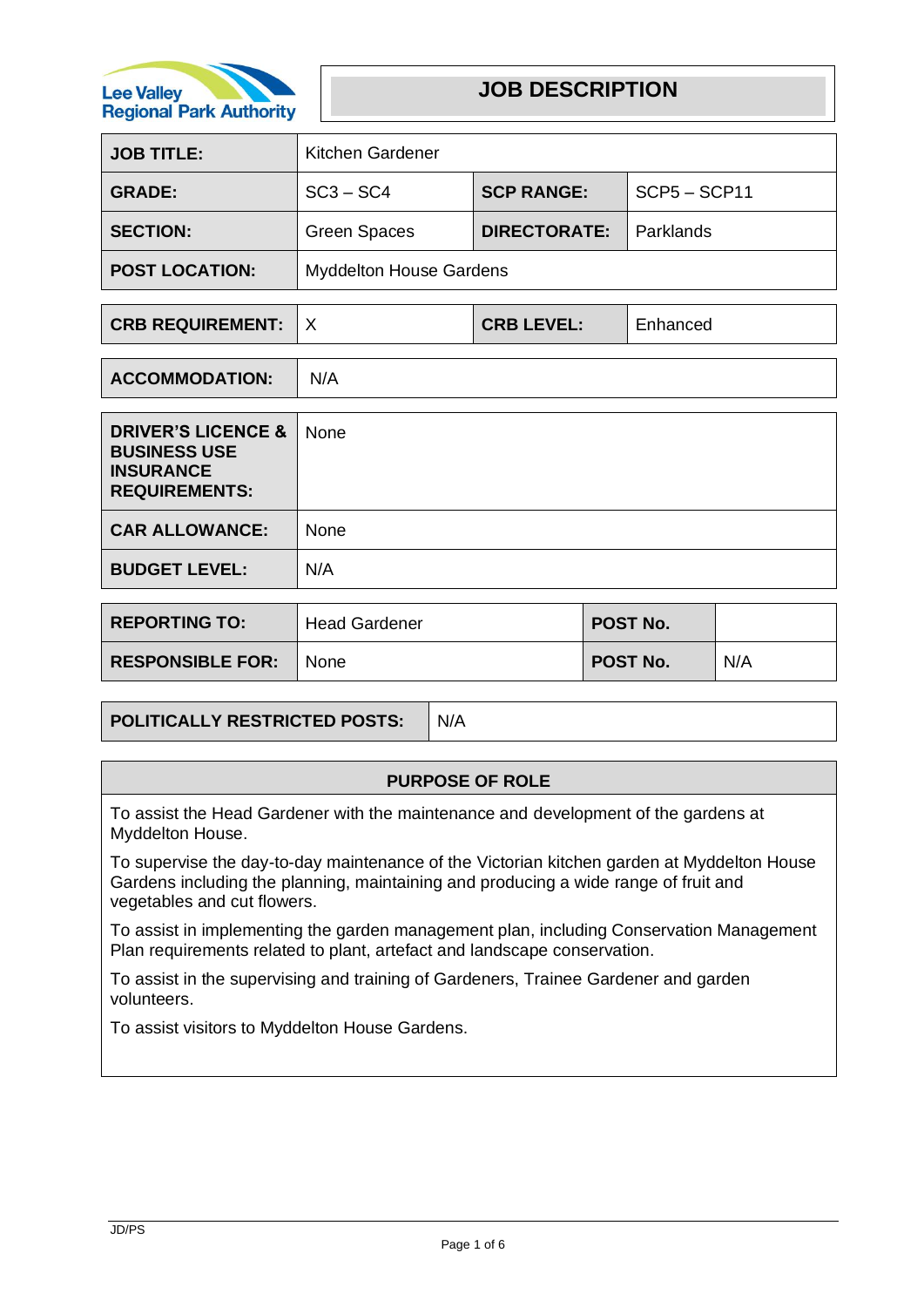# JOB DESCRIPTION

Lee Valley Regional Park Authority

| | | | |
|---|---|---|---|
| **JOB TITLE:** | Kitchen Gardener | | |
| **GRADE:** | SC3 – SC4 | **SCP RANGE:** | SCP5 – SCP11 |
| **SECTION:** | Green Spaces | **DIRECTORATE:** | Parklands |
| **POST LOCATION:** | Myddelton House Gardens | | |

| | | | |
|---|---|---|---|
| **CRB REQUIREMENT:** | X | **CRB LEVEL:** | Enhanced |

| | |
|---|---|
| **ACCOMMODATION:** | N/A |

| | |
|---|---|
| **DRIVER'S LICENCE & BUSINESS USE INSURANCE REQUIREMENTS:** | None |
| **CAR ALLOWANCE:** | None |
| **BUDGET LEVEL:** | N/A |

| | | | |
|---|---|---|---|
| **REPORTING TO:** | Head Gardener | **POST No.** | |
| **RESPONSIBLE FOR:** | None | **POST No.** | N/A |

| | |
|---|---|
| **POLITICALLY RESTRICTED POSTS:** | N/A |

## PURPOSE OF ROLE

To assist the Head Gardener with the maintenance and development of the gardens at Myddelton House.

To supervise the day-to-day maintenance of the Victorian kitchen garden at Myddelton House Gardens including the planning, maintaining and producing a wide range of fruit and vegetables and cut flowers.

To assist in implementing the garden management plan, including Conservation Management Plan requirements related to plant, artefact and landscape conservation.

To assist in the supervising and training of Gardeners, Trainee Gardener and garden volunteers.

To assist visitors to Myddelton House Gardens.

JD/PS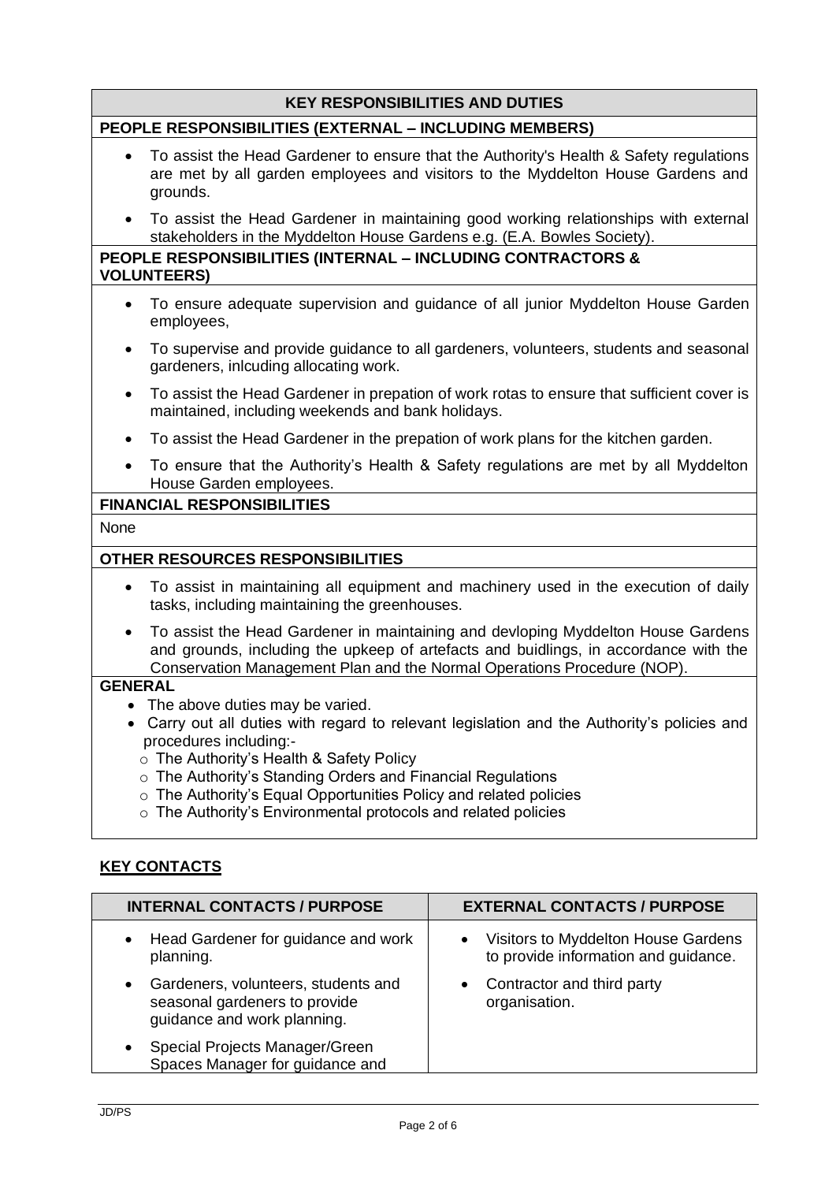## KEY RESPONSIBILITIES AND DUTIES

### PEOPLE RESPONSIBILITIES (EXTERNAL – INCLUDING MEMBERS)

- To assist the Head Gardener to ensure that the Authority's Health & Safety regulations are met by all garden employees and visitors to the Myddelton House Gardens and grounds.
- To assist the Head Gardener in maintaining good working relationships with external stakeholders in the Myddelton House Gardens e.g. (E.A. Bowles Society).

### PEOPLE RESPONSIBILITIES (INTERNAL – INCLUDING CONTRACTORS & VOLUNTEERS)

- To ensure adequate supervision and guidance of all junior Myddelton House Garden employees,
- To supervise and provide guidance to all gardeners, volunteers, students and seasonal gardeners, inlcuding allocating work.
- To assist the Head Gardener in prepation of work rotas to ensure that sufficient cover is maintained, including weekends and bank holidays.
- To assist the Head Gardener in the prepation of work plans for the kitchen garden.
- To ensure that the Authority's Health & Safety regulations are met by all Myddelton House Garden employees.

### FINANCIAL RESPONSIBILITIES

None

### OTHER RESOURCES RESPONSIBILITIES

- To assist in maintaining all equipment and machinery used in the execution of daily tasks, including maintaining the greenhouses.
- To assist the Head Gardener in maintaining and devloping Myddelton House Gardens and grounds, including the upkeep of artefacts and buidlings, in accordance with the Conservation Management Plan and the Normal Operations Procedure (NOP).

### GENERAL

- The above duties may be varied.
- Carry out all duties with regard to relevant legislation and the Authority's policies and procedures including:-
  - The Authority's Health & Safety Policy
  - The Authority's Standing Orders and Financial Regulations
  - The Authority's Equal Opportunities Policy and related policies
  - The Authority's Environmental protocols and related policies

## KEY CONTACTS

| INTERNAL CONTACTS / PURPOSE | EXTERNAL CONTACTS / PURPOSE |
|---|---|
| • Head Gardener for guidance and work planning.<br>• Gardeners, volunteers, students and seasonal gardeners to provide guidance and work planning.<br>• Special Projects Manager/Green Spaces Manager for guidance and | • Visitors to Myddelton House Gardens to provide information and guidance.<br>• Contractor and third party organisation. |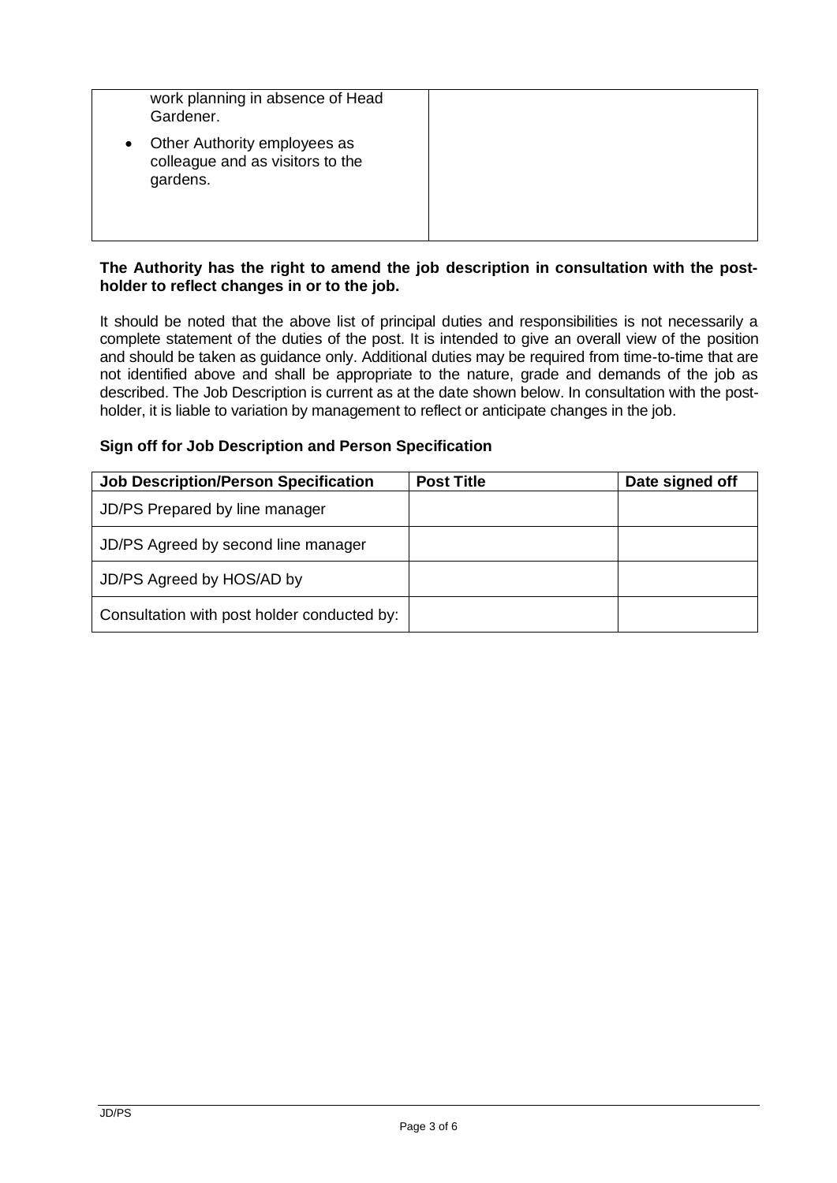| | |
|---|---|
| work planning in absence of Head Gardener.<br>• Other Authority employees as colleague and as visitors to the gardens. | |

**The Authority has the right to amend the job description in consultation with the post-holder to reflect changes in or to the job.**

It should be noted that the above list of principal duties and responsibilities is not necessarily a complete statement of the duties of the post. It is intended to give an overall view of the position and should be taken as guidance only. Additional duties may be required from time-to-time that are not identified above and shall be appropriate to the nature, grade and demands of the job as described. The Job Description is current as at the date shown below. In consultation with the post-holder, it is liable to variation by management to reflect or anticipate changes in the job.

**Sign off for Job Description and Person Specification**

| Job Description/Person Specification | Post Title | Date signed off |
|---|---|---|
| JD/PS Prepared by line manager | | |
| JD/PS Agreed by second line manager | | |
| JD/PS Agreed by HOS/AD by | | |
| Consultation with post holder conducted by: | | |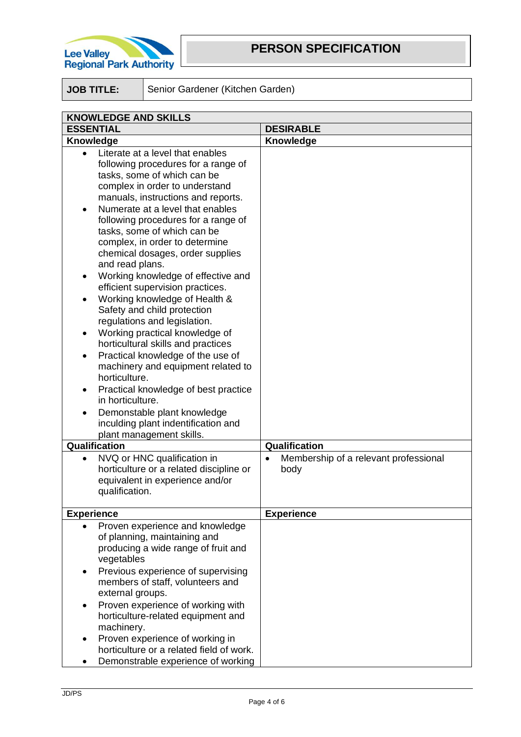# PERSON SPECIFICATION

| JOB TITLE: | Senior Gardener (Kitchen Garden) |
|---|---|

| KNOWLEDGE AND SKILLS | |
|---|---|
| **ESSENTIAL** | **DESIRABLE** |
| **Knowledge** | **Knowledge** |
| • Literate at a level that enables following procedures for a range of tasks, some of which can be complex in order to understand manuals, instructions and reports.<br>• Numerate at a level that enables following procedures for a range of tasks, some of which can be complex, in order to determine chemical dosages, order supplies and read plans.<br>• Working knowledge of effective and efficient supervision practices.<br>• Working knowledge of Health & Safety and child protection regulations and legislation.<br>• Working practical knowledge of horticultural skills and practices<br>• Practical knowledge of the use of machinery and equipment related to horticulture.<br>• Practical knowledge of best practice in horticulture.<br>• Demonstable plant knowledge inculding plant indentification and plant management skills. | |
| **Qualification** | **Qualification** |
| • NVQ or HNC qualification in horticulture or a related discipline or equivalent in experience and/or qualification. | • Membership of a relevant professional body |
| **Experience** | **Experience** |
| • Proven experience and knowledge of planning, maintaining and producing a wide range of fruit and vegetables<br>• Previous experience of supervising members of staff, volunteers and external groups.<br>• Proven experience of working with horticulture-related equipment and machinery.<br>• Proven experience of working in horticulture or a related field of work.<br>• Demonstrable experience of working | |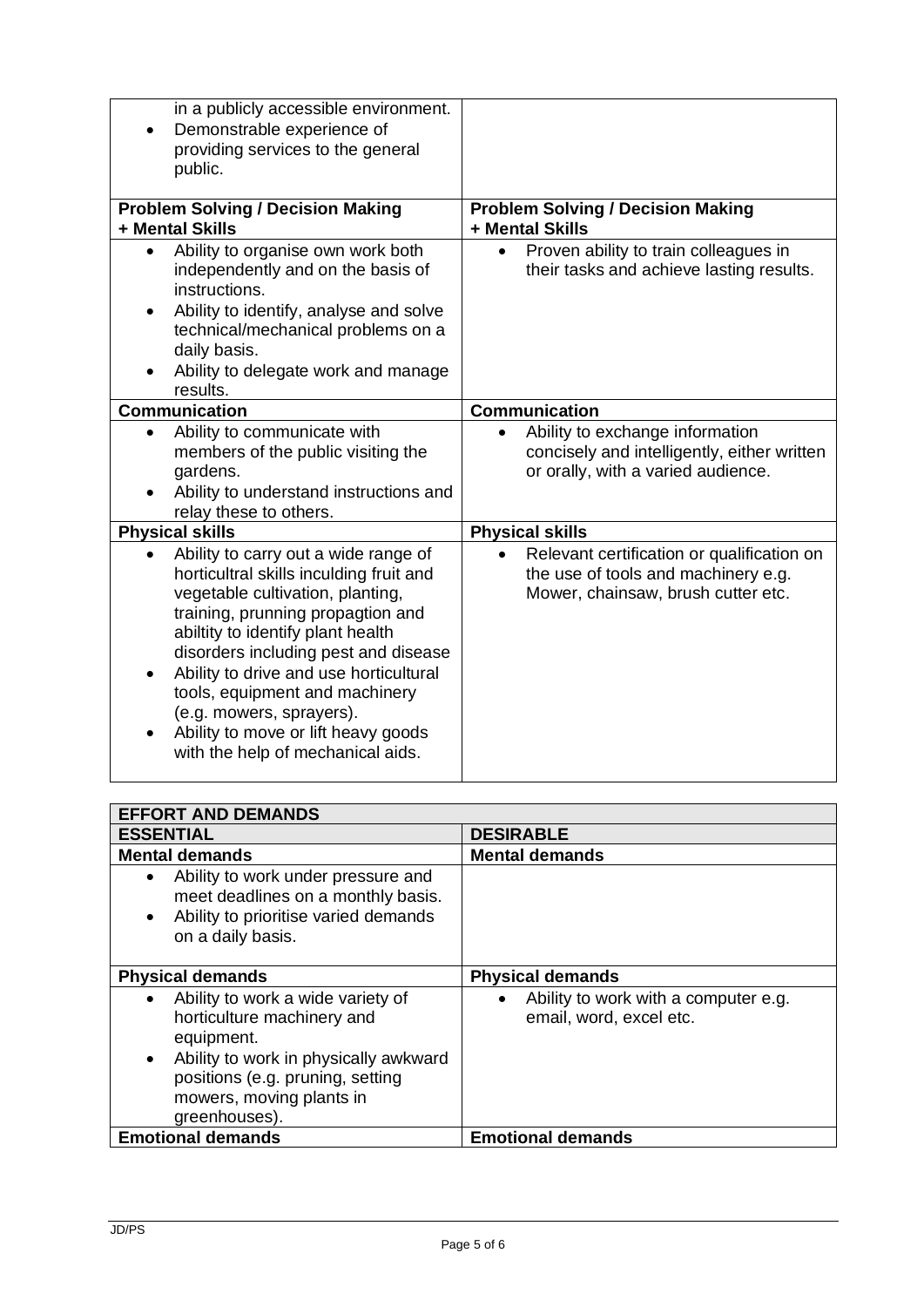| | |
|---|---|
| in a publicly accessible environment.<br>• Demonstrable experience of providing services to the general public. | |
| **Problem Solving / Decision Making + Mental Skills** | **Problem Solving / Decision Making + Mental Skills** |
| • Ability to organise own work both independently and on the basis of instructions.<br>• Ability to identify, analyse and solve technical/mechanical problems on a daily basis.<br>• Ability to delegate work and manage results. | • Proven ability to train colleagues in their tasks and achieve lasting results. |
| **Communication** | **Communication** |
| • Ability to communicate with members of the public visiting the gardens.<br>• Ability to understand instructions and relay these to others. | • Ability to exchange information concisely and intelligently, either written or orally, with a varied audience. |
| **Physical skills** | **Physical skills** |
| • Ability to carry out a wide range of horticultral skills inculding fruit and vegetable cultivation, planting, training, prunning propagtion and abiltity to identify plant health disorders including pest and disease<br>• Ability to drive and use horticultural tools, equipment and machinery (e.g. mowers, sprayers).<br>• Ability to move or lift heavy goods with the help of mechanical aids. | • Relevant certification or qualification on the use of tools and machinery e.g. Mower, chainsaw, brush cutter etc. |

| **EFFORT AND DEMANDS** | |
|---|---|
| **ESSENTIAL** | **DESIRABLE** |
| **Mental demands** | **Mental demands** |
| • Ability to work under pressure and meet deadlines on a monthly basis.<br>• Ability to prioritise varied demands on a daily basis. | |
| **Physical demands** | **Physical demands** |
| • Ability to work a wide variety of horticulture machinery and equipment.<br>• Ability to work in physically awkward positions (e.g. pruning, setting mowers, moving plants in greenhouses). | • Ability to work with a computer e.g. email, word, excel etc. |
| **Emotional demands** | **Emotional demands** |

JD/PS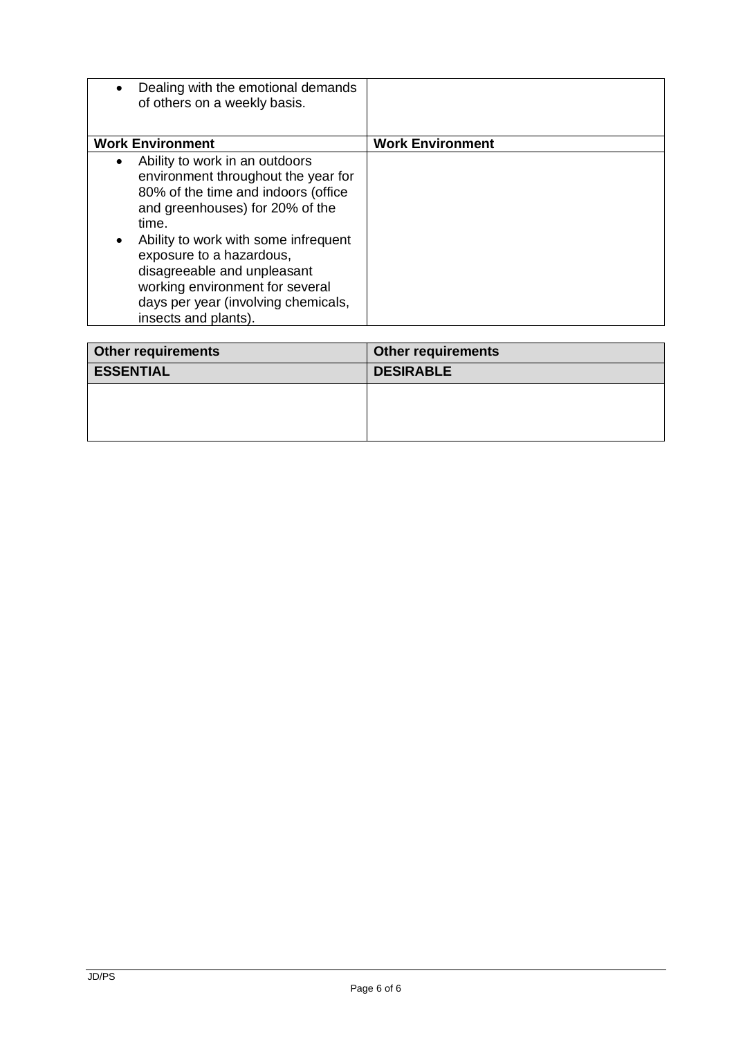| | |
|---|---|
| • Dealing with the emotional demands of others on a weekly basis. | |
| **Work Environment** | **Work Environment** |
| • Ability to work in an outdoors environment throughout the year for 80% of the time and indoors (office and greenhouses) for 20% of the time.<br>• Ability to work with some infrequent exposure to a hazardous, disagreeable and unpleasant working environment for several days per year (involving chemicals, insects and plants). | |

| Other requirements | Other requirements |
|---|---|
| **ESSENTIAL** | **DESIRABLE** |
| | |

JD/PS